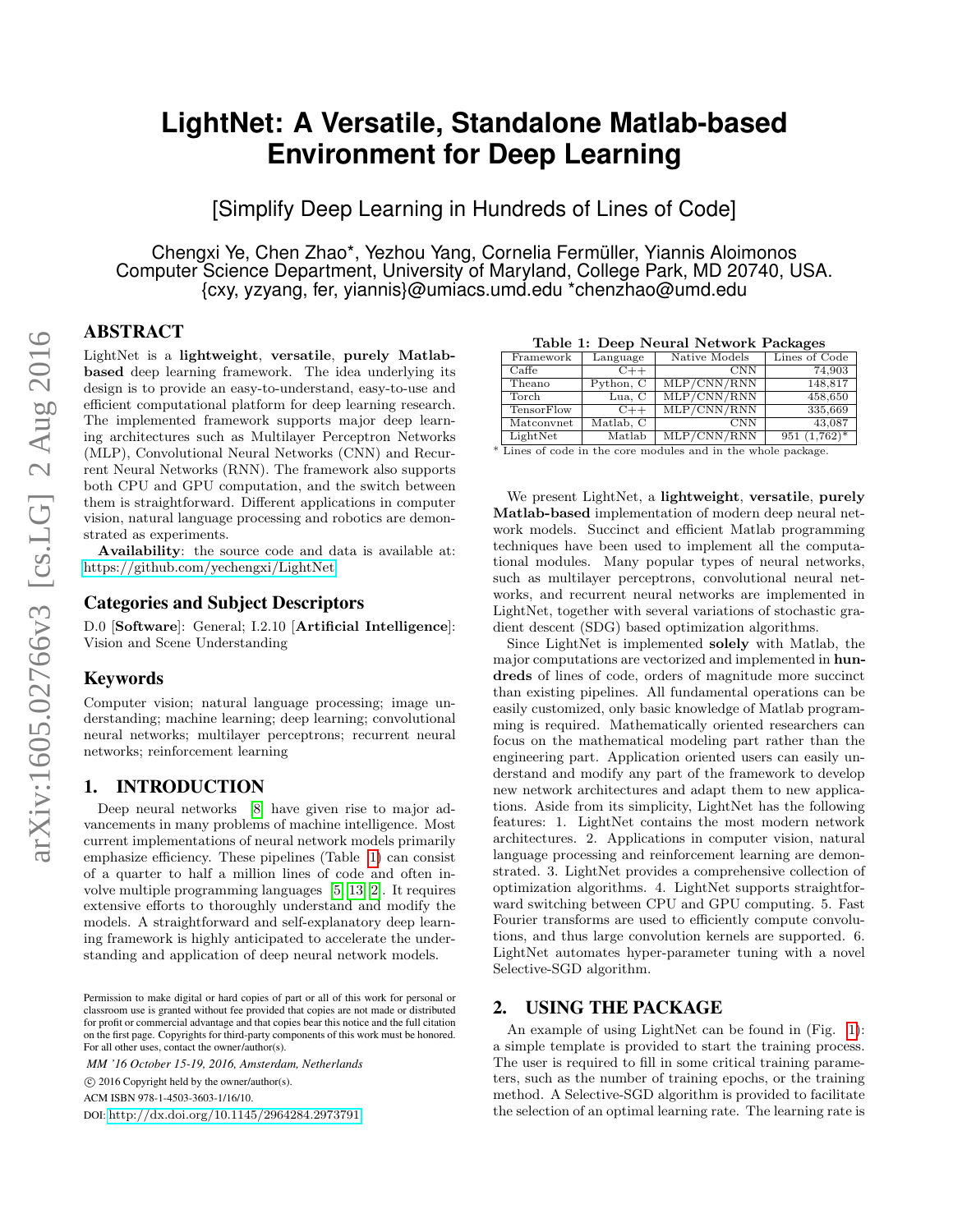# LightNet: A Versatile, Standalone Matlab-based Environment for Deep Learning

[Simplify Deep Learning in Hundreds of Lines of Code]

Chengxi Ye, Chen Zhao*, Yezhou Yang, Cornelia Fermüller, Yiannis Aloimonos
Computer Science Department, University of Maryland, College Park, MD 20740, USA.
{cxy, yzyang, fer, yiannis}@umiacs.umd.edu *chenzhao@umd.edu

## ABSTRACT

LightNet is a **lightweight**, **versatile**, **purely Matlab-based** deep learning framework. The idea underlying its design is to provide an easy-to-understand, easy-to-use and efficient computational platform for deep learning research. The implemented framework supports major deep learning architectures such as Multilayer Perceptron Networks (MLP), Convolutional Neural Networks (CNN) and Recurrent Neural Networks (RNN). The framework also supports both CPU and GPU computation, and the switch between them is straightforward. Different applications in computer vision, natural language processing and robotics are demonstrated as experiments.

**Availability**: the source code and data is available at: https://github.com/yechengxi/LightNet

## Categories and Subject Descriptors

D.0 [**Software**]: General; I.2.10 [**Artificial Intelligence**]: Vision and Scene Understanding

## Keywords

Computer vision; natural language processing; image understanding; machine learning; deep learning; convolutional neural networks; multilayer perceptrons; recurrent neural networks; reinforcement learning

## 1. INTRODUCTION

Deep neural networks [8] have given rise to major advancements in many problems of machine intelligence. Most current implementations of neural network models primarily emphasize efficiency. These pipelines (Table 1) can consist of a quarter to half a million lines of code and often involve multiple programming languages [5, 13, 2]. It requires extensive efforts to thoroughly understand and modify the models. A straightforward and self-explanatory deep learning framework is highly anticipated to accelerate the understanding and application of deep neural network models.

**Table 1: Deep Neural Network Packages**

| Framework | Language | Native Models | Lines of Code |
|---|---|---|---|
| Caffe | C++ | CNN | 74,903 |
| Theano | Python, C | MLP/CNN/RNN | 148,817 |
| Torch | Lua, C | MLP/CNN/RNN | 458,650 |
| TensorFlow | C++ | MLP/CNN/RNN | 335,669 |
| Matconvnet | Matlab, C | CNN | 43,087 |
| LightNet | Matlab | MLP/CNN/RNN | 951 (1,762)* |

* Lines of code in the core modules and in the whole package.

We present LightNet, a **lightweight**, **versatile**, **purely Matlab-based** implementation of modern deep neural network models. Succinct and efficient Matlab programming techniques have been used to implement all the computational modules. Many popular types of neural networks, such as multilayer perceptrons, convolutional neural networks, and recurrent neural networks are implemented in LightNet, together with several variations of stochastic gradient descent (SDG) based optimization algorithms.

Since LightNet is implemented **solely** with Matlab, the major computations are vectorized and implemented in **hundreds** of lines of code, orders of magnitude more succinct than existing pipelines. All fundamental operations can be easily customized, only basic knowledge of Matlab programming is required. Mathematically oriented researchers can focus on the mathematical modeling part rather than the engineering part. Application oriented users can easily understand and modify any part of the framework to develop new network architectures and adapt them to new applications. Aside from its simplicity, LightNet has the following features: 1. LightNet contains the most modern network architectures. 2. Applications in computer vision, natural language processing and reinforcement learning are demonstrated. 3. LightNet provides a comprehensive collection of optimization algorithms. 4. LightNet supports straightforward switching between CPU and GPU computing. 5. Fast Fourier transforms are used to efficiently compute convolutions, and thus large convolution kernels are supported. 6. LightNet automates hyper-parameter tuning with a novel Selective-SGD algorithm.

## 2. USING THE PACKAGE

An example of using LightNet can be found in (Fig. 1): a simple template is provided to start the training process. The user is required to fill in some critical training parameters, such as the number of training epochs, or the training method. A Selective-SGD algorithm is provided to facilitate the selection of an optimal learning rate. The learning rate is

Permission to make digital or hard copies of part or all of this work for personal or classroom use is granted without fee provided that copies are not made or distributed for profit or commercial advantage and that copies bear this notice and the full citation on the first page. Copyrights for third-party components of this work must be honored. For all other uses, contact the owner/author(s).

*MM '16 October 15-19, 2016, Amsterdam, Netherlands*

© 2016 Copyright held by the owner/author(s).

ACM ISBN 978-1-4503-3603-1/16/10.

DOI: http://dx.doi.org/10.1145/2964284.2973791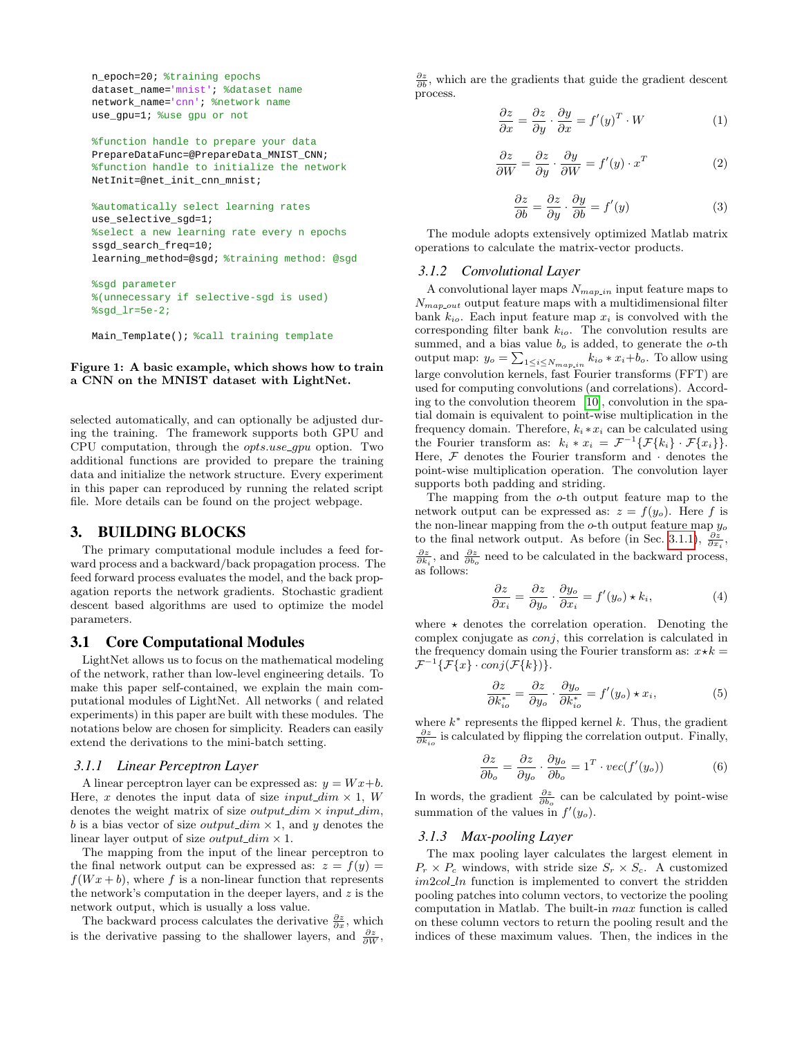```
n_epoch=20; %training epochs
dataset_name='mnist'; %dataset name
network_name='cnn'; %network name
use_gpu=1; %use gpu or not

%function handle to prepare your data
PrepareDataFunc=@PrepareData_MNIST_CNN;
%function handle to initialize the network
NetInit=@net_init_cnn_mnist;

%automatically select learning rates
use_selective_sgd=1;
%select a new learning rate every n epochs
ssgd_search_freq=10;
learning_method=@sgd; %training method: @sgd

%sgd parameter
%(unnecessary if selective-sgd is used)
%sgd_lr=5e-2;

Main_Template(); %call training template
```

**Figure 1: A basic example, which shows how to train a CNN on the MNIST dataset with LightNet.**

selected automatically, and can optionally be adjusted during the training. The framework supports both GPU and CPU computation, through the *opts.use_gpu* option. Two additional functions are provided to prepare the training data and initialize the network structure. Every experiment in this paper can reproduced by running the related script file. More details can be found on the project webpage.

## 3. BUILDING BLOCKS

The primary computational module includes a feed forward process and a backward/back propagation process. The feed forward process evaluates the model, and the back propagation reports the network gradients. Stochastic gradient descent based algorithms are used to optimize the model parameters.

### 3.1 Core Computational Modules

LightNet allows us to focus on the mathematical modeling of the network, rather than low-level engineering details. To make this paper self-contained, we explain the main computational modules of LightNet. All networks ( and related experiments) in this paper are built with these modules. The notations below are chosen for simplicity. Readers can easily extend the derivations to the mini-batch setting.

#### 3.1.1 Linear Perceptron Layer

A linear perceptron layer can be expressed as: $y = Wx+b$. Here, $x$ denotes the input data of size $input\_dim \times 1$, $W$ denotes the weight matrix of size $output\_dim \times input\_dim$, $b$ is a bias vector of size $output\_dim \times 1$, and $y$ denotes the linear layer output of size $output\_dim \times 1$.

The mapping from the input of the linear perceptron to the final network output can be expressed as: $z = f(y) = f(Wx+b)$, where $f$ is a non-linear function that represents the network's computation in the deeper layers, and $z$ is the network output, which is usually a loss value.

The backward process calculates the derivative $\frac{\partial z}{\partial x}$, which is the derivative passing to the shallower layers, and $\frac{\partial z}{\partial W}$, $\frac{\partial z}{\partial b}$, which are the gradients that guide the gradient descent process.

$$\frac{\partial z}{\partial x} = \frac{\partial z}{\partial y} \cdot \frac{\partial y}{\partial x} = f'(y)^T \cdot W \tag{1}$$

$$\frac{\partial z}{\partial W} = \frac{\partial z}{\partial y} \cdot \frac{\partial y}{\partial W} = f'(y) \cdot x^T \tag{2}$$

$$\frac{\partial z}{\partial b} = \frac{\partial z}{\partial y} \cdot \frac{\partial y}{\partial b} = f'(y) \tag{3}$$

The module adopts extensively optimized Matlab matrix operations to calculate the matrix-vector products.

#### 3.1.2 Convolutional Layer

A convolutional layer maps $N_{map\_in}$ input feature maps to $N_{map\_out}$ output feature maps with a multidimensional filter bank $k_{io}$. Each input feature map $x_i$ is convolved with the corresponding filter bank $k_{io}$. The convolution results are summed, and a bias value $b_o$ is added, to generate the $o$-th output map: $y_o = \sum_{1 \le i \le N_{map\_in}} k_{io} * x_i + b_o$. To allow using large convolution kernels, fast Fourier transforms (FFT) are used for computing convolutions (and correlations). According to the convolution theorem [10], convolution in the spatial domain is equivalent to point-wise multiplication in the frequency domain. Therefore, $k_i * x_i$ can be calculated using the Fourier transform as: $k_i * x_i = \mathcal{F}^{-1}\{\mathcal{F}\{k_i\} \cdot \mathcal{F}\{x_i\}\}$. Here, $\mathcal{F}$ denotes the Fourier transform and $\cdot$ denotes the point-wise multiplication operation. The convolution layer supports both padding and striding.

The mapping from the $o$-th output feature map to the network output can be expressed as: $z = f(y_o)$. Here $f$ is the non-linear mapping from the $o$-th output feature map $y_o$ to the final network output. As before (in Sec. 3.1.1), $\frac{\partial z}{\partial x_i}$, $\frac{\partial z}{\partial k_i}$, and $\frac{\partial z}{\partial b_o}$ need to be calculated in the backward process, as follows:

$$\frac{\partial z}{\partial x_i} = \frac{\partial z}{\partial y_o} \cdot \frac{\partial y_o}{\partial x_i} = f'(y_o) \star k_i, \tag{4}$$

where $\star$ denotes the correlation operation. Denoting the complex conjugate as $conj$, this correlation is calculated in the frequency domain using the Fourier transform as: $x \star k = \mathcal{F}^{-1}\{\mathcal{F}\{x\} \cdot conj(\mathcal{F}\{k\})\}$.

$$\frac{\partial z}{\partial k_{io}^*} = \frac{\partial z}{\partial y_o} \cdot \frac{\partial y_o}{\partial k_{io}^*} = f'(y_o) \star x_i, \tag{5}$$

where $k^*$ represents the flipped kernel $k$. Thus, the gradient $\frac{\partial z}{\partial k_{io}}$ is calculated by flipping the correlation output. Finally,

$$\frac{\partial z}{\partial b_o} = \frac{\partial z}{\partial y_o} \cdot \frac{\partial y_o}{\partial b_o} = 1^T \cdot vec(f'(y_o)) \tag{6}$$

In words, the gradient $\frac{\partial z}{\partial b_o}$ can be calculated by point-wise summation of the values in $f'(y_o)$.

#### 3.1.3 Max-pooling Layer

The max pooling layer calculates the largest element in $P_r \times P_c$ windows, with stride size $S_r \times S_c$. A customized *im2col_ln* function is implemented to convert the stridden pooling patches into column vectors, to vectorize the pooling computation in Matlab. The built-in *max* function is called on these column vectors to return the pooling result and the indices of these maximum values. Then, the indices in the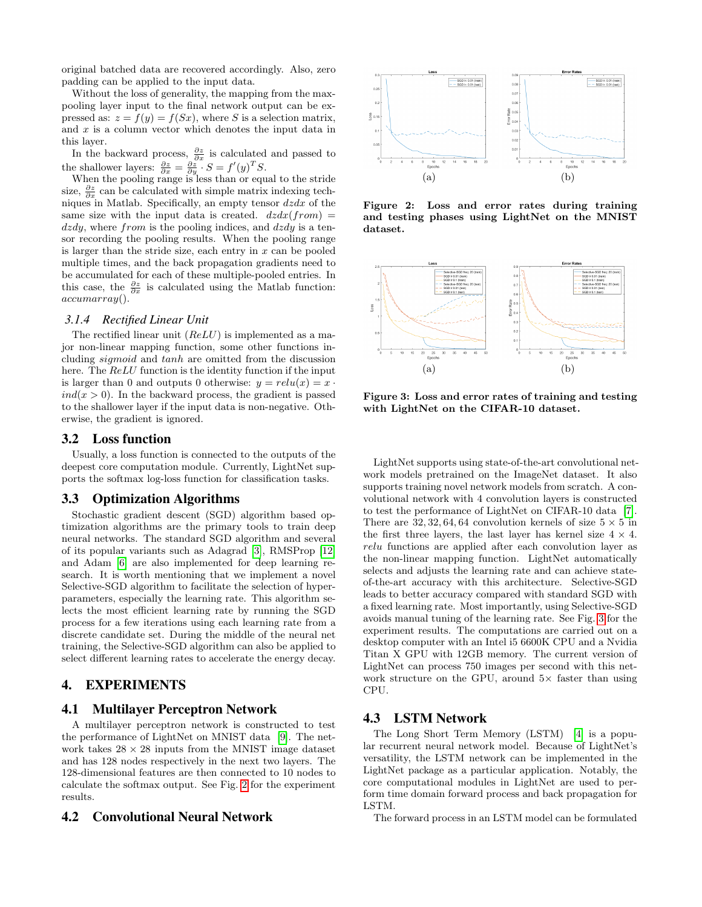original batched data are recovered accordingly. Also, zero padding can be applied to the input data.

Without the loss of generality, the mapping from the max-pooling layer input to the final network output can be expressed as: $z = f(y) = f(Sx)$, where $S$ is a selection matrix, and $x$ is a column vector which denotes the input data in this layer.

In the backward process, $\frac{\partial z}{\partial x}$ is calculated and passed to the shallower layers: $\frac{\partial z}{\partial x} = \frac{\partial z}{\partial y} \cdot S = f'(y)^T S$.

When the pooling range is less than or equal to the stride size, $\frac{\partial z}{\partial x}$ can be calculated with simple matrix indexing techniques in Matlab. Specifically, an empty tensor $dzdx$ of the same size with the input data is created. $dzdx(from) = dzdy$, where $from$ is the pooling indices, and $dzdy$ is a tensor recording the pooling results. When the pooling range is larger than the stride size, each entry in $x$ can be pooled multiple times, and the back propagation gradients need to be accumulated for each of these multiple-pooled entries. In this case, the $\frac{\partial z}{\partial x}$ is calculated using the Matlab function: $accumarray()$.

#### 3.1.4 Rectified Linear Unit

The rectified linear unit ($ReLU$) is implemented as a major non-linear mapping function, some other functions including *sigmoid* and *tanh* are omitted from the discussion here. The $ReLU$ function is the identity function if the input is larger than 0 and outputs 0 otherwise: $y = relu(x) = x \cdot ind(x > 0)$. In the backward process, the gradient is passed to the shallower layer if the input data is non-negative. Otherwise, the gradient is ignored.

### 3.2 Loss function

Usually, a loss function is connected to the outputs of the deepest core computation module. Currently, LightNet supports the softmax log-loss function for classification tasks.

### 3.3 Optimization Algorithms

Stochastic gradient descent (SGD) algorithm based optimization algorithms are the primary tools to train deep neural networks. The standard SGD algorithm and several of its popular variants such as Adagrad [3], RMSProp [12] and Adam [6] are also implemented for deep learning research. It is worth mentioning that we implement a novel Selective-SGD algorithm to facilitate the selection of hyperparameters, especially the learning rate. This algorithm selects the most efficient learning rate by running the SGD process for a few iterations using each learning rate from a discrete candidate set. During the middle of the neural net training, the Selective-SGD algorithm can also be applied to select different learning rates to accelerate the energy decay.

## 4. EXPERIMENTS

### 4.1 Multilayer Perceptron Network

A multilayer perceptron network is constructed to test the performance of LightNet on MNIST data [9]. The network takes $28 \times 28$ inputs from the MNIST image dataset and has 128 nodes respectively in the next two layers. The 128-dimensional features are then connected to 10 nodes to calculate the softmax output. See Fig. 2 for the experiment results.

### 4.2 Convolutional Neural Network

(a) (b)

**Figure 2: Loss and error rates during training and testing phases using LightNet on the MNIST dataset.**

(a) (b)

**Figure 3: Loss and error rates of training and testing with LightNet on the CIFAR-10 dataset.**

LightNet supports using state-of-the-art convolutional network models pretrained on the ImageNet dataset. It also supports training novel network models from scratch. A convolutional network with 4 convolution layers is constructed to test the performance of LightNet on CIFAR-10 data [7]. There are 32, 32, 64, 64 convolution kernels of size $5 \times 5$ in the first three layers, the last layer has kernel size $4 \times 4$. *relu* functions are applied after each convolution layer as the non-linear mapping function. LightNet automatically selects and adjusts the learning rate and can achieve state-of-the-art accuracy with this architecture. Selective-SGD leads to better accuracy compared with standard SGD with a fixed learning rate. Most importantly, using Selective-SGD avoids manual tuning of the learning rate. See Fig. 3 for the experiment results. The computations are carried out on a desktop computer with an Intel i5 6600K CPU and a Nvidia Titan X GPU with 12GB memory. The current version of LightNet can process 750 images per second with this network structure on the GPU, around $5\times$ faster than using CPU.

### 4.3 LSTM Network

The Long Short Term Memory (LSTM) [4] is a popular recurrent neural network model. Because of LightNet's versatility, the LSTM network can be implemented in the LightNet package as a particular application. Notably, the core computational modules in LightNet are used to perform time domain forward process and back propagation for LSTM.

The forward process in an LSTM model can be formulated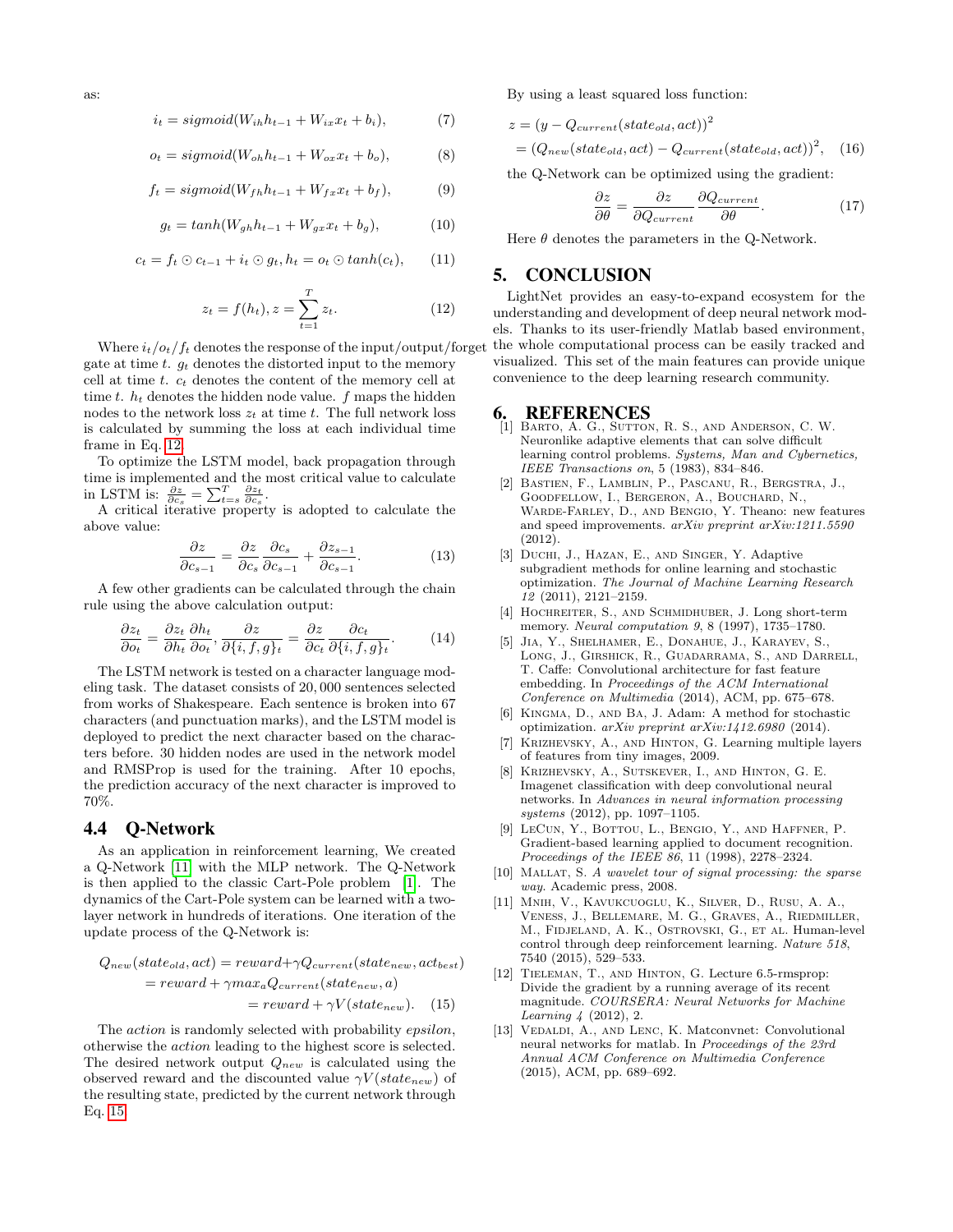as:

$$i_t = sigmoid(W_{ih}h_{t-1} + W_{ix}x_t + b_i), \tag{7}$$

$$o_t = sigmoid(W_{oh}h_{t-1} + W_{ox}x_t + b_o), \tag{8}$$

$$f_t = sigmoid(W_{fh}h_{t-1} + W_{fx}x_t + b_f), \tag{9}$$

$$g_t = tanh(W_{gh}h_{t-1} + W_{gx}x_t + b_g), \tag{10}$$

$$c_t = f_t \odot c_{t-1} + i_t \odot g_t, h_t = o_t \odot tanh(c_t), \tag{11}$$

$$z_t = f(h_t), z = \sum_{t=1}^{T} z_t. \tag{12}$$

Where $i_t/o_t/f_t$ denotes the response of the input/output/forget gate at time $t$. $g_t$ denotes the distorted input to the memory cell at time $t$. $c_t$ denotes the content of the memory cell at time $t$. $h_t$ denotes the hidden node value. $f$ maps the hidden nodes to the network loss $z_t$ at time $t$. The full network loss is calculated by summing the loss at each individual time frame in Eq. 12.

To optimize the LSTM model, back propagation through time is implemented and the most critical value to calculate in LSTM is: $\frac{\partial z}{\partial c_s} = \sum_{t=s}^{T} \frac{\partial z_t}{\partial c_s}$.

A critical iterative property is adopted to calculate the above value:

$$\frac{\partial z}{\partial c_{s-1}} = \frac{\partial z}{\partial c_s}\frac{\partial c_s}{\partial c_{s-1}} + \frac{\partial z_{s-1}}{\partial c_{s-1}}. \tag{13}$$

A few other gradients can be calculated through the chain rule using the above calculation output:

$$\frac{\partial z_t}{\partial o_t} = \frac{\partial z_t}{\partial h_t}\frac{\partial h_t}{\partial o_t}, \frac{\partial z}{\partial \{i,f,g\}_t} = \frac{\partial z}{\partial c_t}\frac{\partial c_t}{\partial \{i,f,g\}_t}. \tag{14}$$

The LSTM network is tested on a character language modeling task. The dataset consists of 20,000 sentences selected from works of Shakespeare. Each sentence is broken into 67 characters (and punctuation marks), and the LSTM model is deployed to predict the next character based on the characters before. 30 hidden nodes are used in the network model and RMSProp is used for the training. After 10 epochs, the prediction accuracy of the next character is improved to 70%.

### 4.4 Q-Network

As an application in reinforcement learning, We created a Q-Network [11] with the MLP network. The Q-Network is then applied to the classic Cart-Pole problem [1]. The dynamics of the Cart-Pole system can be learned with a two-layer network in hundreds of iterations. One iteration of the update process of the Q-Network is:

$$\begin{aligned} Q_{new}(state_{old}, act) &= reward + \gamma Q_{current}(state_{new}, act_{best}) \\ &= reward + \gamma max_a Q_{current}(state_{new}, a) \\ &= reward + \gamma V(state_{new}). \end{aligned} \tag{15}$$

The *action* is randomly selected with probability *epsilon*, otherwise the *action* leading to the highest score is selected. The desired network output $Q_{new}$ is calculated using the observed reward and the discounted value $\gamma V(state_{new})$ of the resulting state, predicted by the current network through Eq. 15.

By using a least squared loss function:

$$\begin{aligned} z &= (y - Q_{current}(state_{old}, act))^2 \\ &= (Q_{new}(state_{old}, act) - Q_{current}(state_{old}, act))^2, \end{aligned} \tag{16}$$

the Q-Network can be optimized using the gradient:

$$\frac{\partial z}{\partial \theta} = \frac{\partial z}{\partial Q_{current}}\frac{\partial Q_{current}}{\partial \theta}. \tag{17}$$

Here $\theta$ denotes the parameters in the Q-Network.

## 5. CONCLUSION

LightNet provides an easy-to-expand ecosystem for the understanding and development of deep neural network models. Thanks to its user-friendly Matlab based environment, the whole computational process can be easily tracked and visualized. This set of the main features can provide unique convenience to the deep learning research community.

## 6. REFERENCES

[1] Barto, A. G., Sutton, R. S., and Anderson, C. W. Neuronlike adaptive elements that can solve difficult learning control problems. *Systems, Man and Cybernetics, IEEE Transactions on*, 5 (1983), 834–846.

[2] Bastien, F., Lamblin, P., Pascanu, R., Bergstra, J., Goodfellow, I., Bergeron, A., Bouchard, N., Warde-Farley, D., and Bengio, Y. Theano: new features and speed improvements. *arXiv preprint arXiv:1211.5590* (2012).

[3] Duchi, J., Hazan, E., and Singer, Y. Adaptive subgradient methods for online learning and stochastic optimization. *The Journal of Machine Learning Research 12* (2011), 2121–2159.

[4] Hochreiter, S., and Schmidhuber, J. Long short-term memory. *Neural computation 9*, 8 (1997), 1735–1780.

[5] Jia, Y., Shelhamer, E., Donahue, J., Karayev, S., Long, J., Girshick, R., Guadarrama, S., and Darrell, T. Caffe: Convolutional architecture for fast feature embedding. In *Proceedings of the ACM International Conference on Multimedia* (2014), ACM, pp. 675–678.

[6] Kingma, D., and Ba, J. Adam: A method for stochastic optimization. *arXiv preprint arXiv:1412.6980* (2014).

[7] Krizhevsky, A., and Hinton, G. Learning multiple layers of features from tiny images, 2009.

[8] Krizhevsky, A., Sutskever, I., and Hinton, G. E. Imagenet classification with deep convolutional neural networks. In *Advances in neural information processing systems* (2012), pp. 1097–1105.

[9] LeCun, Y., Bottou, L., Bengio, Y., and Haffner, P. Gradient-based learning applied to document recognition. *Proceedings of the IEEE 86*, 11 (1998), 2278–2324.

[10] Mallat, S. *A wavelet tour of signal processing: the sparse way*. Academic press, 2008.

[11] Mnih, V., Kavukcuoglu, K., Silver, D., Rusu, A. A., Veness, J., Bellemare, M. G., Graves, A., Riedmiller, M., Fidjeland, A. K., Ostrovski, G., et al. Human-level control through deep reinforcement learning. *Nature 518*, 7540 (2015), 529–533.

[12] Tieleman, T., and Hinton, G. Lecture 6.5-rmsprop: Divide the gradient by a running average of its recent magnitude. *COURSERA: Neural Networks for Machine Learning 4* (2012), 2.

[13] Vedaldi, A., and Lenc, K. Matconvnet: Convolutional neural networks for matlab. In *Proceedings of the 23rd Annual ACM Conference on Multimedia Conference* (2015), ACM, pp. 689–692.